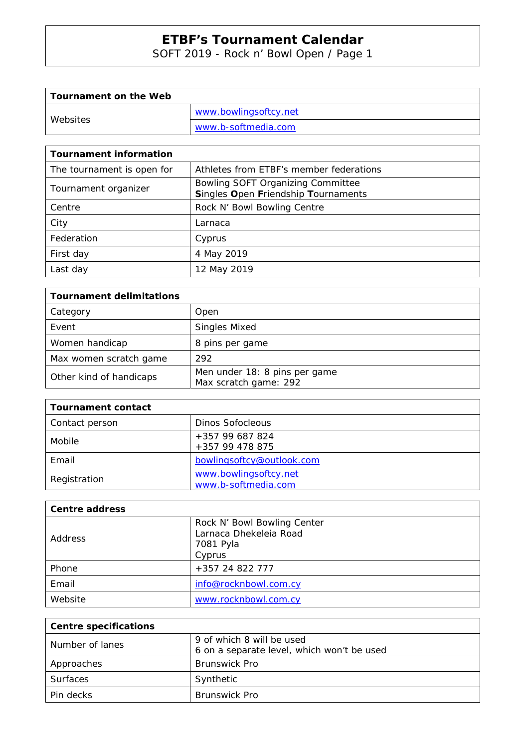# ETBF's Tournament Calendar

SOFT 2019 - Rock n' Bowl Open / Page 1

| **Tournament on the Web** | |
|---|---|
| Websites | www.bowlingsoftcy.net |
| | www.b-softmedia.com |

| **Tournament information** | |
|---|---|
| The tournament is open for | Athletes from ETBF's member federations |
| Tournament organizer | Bowling SOFT Organizing Committee<br>**S**ingles **O**pen **F**riendship **T**ournaments |
| Centre | Rock N' Bowl Bowling Centre |
| City | Larnaca |
| Federation | Cyprus |
| First day | 4 May 2019 |
| Last day | 12 May 2019 |

| **Tournament delimitations** | |
|---|---|
| Category | Open |
| Event | Singles Mixed |
| Women handicap | 8 pins per game |
| Max women scratch game | 292 |
| Other kind of handicaps | Men under 18: 8 pins per game<br>Max scratch game: 292 |

| **Tournament contact** | |
|---|---|
| Contact person | Dinos Sofocleous |
| Mobile | +357 99 687 824<br>+357 99 478 875 |
| Email | bowlingsoftcy@outlook.com |
| Registration | www.bowlingsoftcy.net<br>www.b-softmedia.com |

| **Centre address** | |
|---|---|
| Address | Rock N' Bowl Bowling Center<br>Larnaca Dhekeleia Road<br>7081 Pyla<br>Cyprus |
| Phone | +357 24 822 777 |
| Email | info@rocknbowl.com.cy |
| Website | www.rocknbowl.com.cy |

| **Centre specifications** | |
|---|---|
| Number of lanes | 9 of which 8 will be used<br>6 on a separate level, which won't be used |
| Approaches | Brunswick Pro |
| Surfaces | Synthetic |
| Pin decks | Brunswick Pro |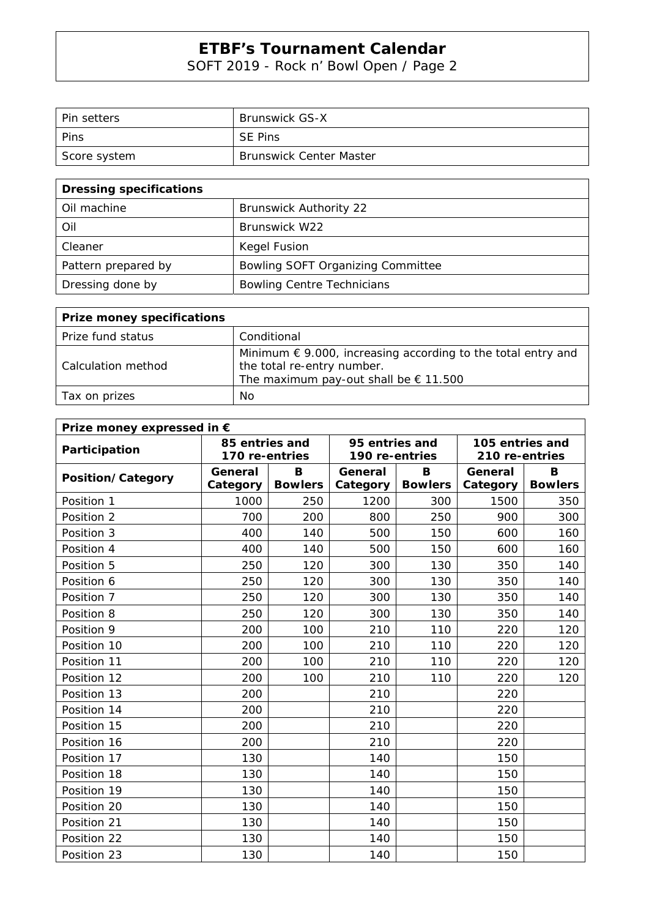| Pin setters | Brunswick GS-X |
|---|---|
| Pins | SE Pins |
| Score system | Brunswick Center Master |

| **Dressing specifications** | |
|---|---|
| Oil machine | Brunswick Authority 22 |
| Oil | Brunswick W22 |
| Cleaner | Kegel Fusion |
| Pattern prepared by | Bowling SOFT Organizing Committee |
| Dressing done by | Bowling Centre Technicians |

| **Prize money specifications** | |
|---|---|
| Prize fund status | Conditional |
| Calculation method | Minimum € 9.000, increasing according to the total entry and the total re-entry number.<br>The maximum pay-out shall be € 11.500 |
| Tax on prizes | No |

| **Prize money expressed in €** | | | | | | |
|---|---|---|---|---|---|---|
| **Participation** | **85 entries and 170 re-entries** | | **95 entries and 190 re-entries** | | **105 entries and 210 re-entries** | |
| **Position/Category** | **General Category** | **B Bowlers** | **General Category** | **B Bowlers** | **General Category** | **B Bowlers** |
| Position 1 | 1000 | 250 | 1200 | 300 | 1500 | 350 |
| Position 2 | 700 | 200 | 800 | 250 | 900 | 300 |
| Position 3 | 400 | 140 | 500 | 150 | 600 | 160 |
| Position 4 | 400 | 140 | 500 | 150 | 600 | 160 |
| Position 5 | 250 | 120 | 300 | 130 | 350 | 140 |
| Position 6 | 250 | 120 | 300 | 130 | 350 | 140 |
| Position 7 | 250 | 120 | 300 | 130 | 350 | 140 |
| Position 8 | 250 | 120 | 300 | 130 | 350 | 140 |
| Position 9 | 200 | 100 | 210 | 110 | 220 | 120 |
| Position 10 | 200 | 100 | 210 | 110 | 220 | 120 |
| Position 11 | 200 | 100 | 210 | 110 | 220 | 120 |
| Position 12 | 200 | 100 | 210 | 110 | 220 | 120 |
| Position 13 | 200 | | 210 | | 220 | |
| Position 14 | 200 | | 210 | | 220 | |
| Position 15 | 200 | | 210 | | 220 | |
| Position 16 | 200 | | 210 | | 220 | |
| Position 17 | 130 | | 140 | | 150 | |
| Position 18 | 130 | | 140 | | 150 | |
| Position 19 | 130 | | 140 | | 150 | |
| Position 20 | 130 | | 140 | | 150 | |
| Position 21 | 130 | | 140 | | 150 | |
| Position 22 | 130 | | 140 | | 150 | |
| Position 23 | 130 | | 140 | | 150 | |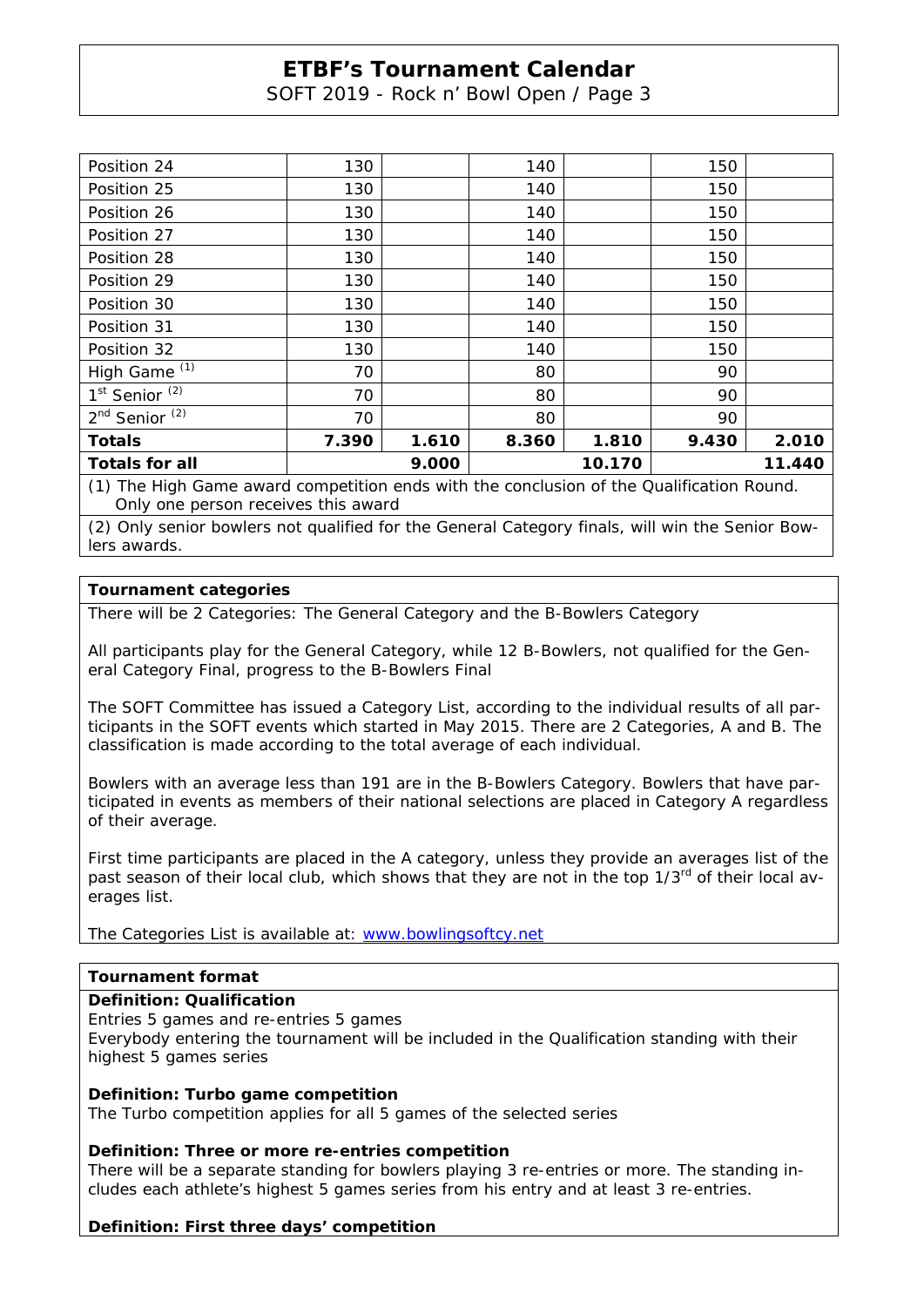| Position 24 | 130 | | 140 | | 150 | |
|---|---|---|---|---|---|---|
| Position 25 | 130 | | 140 | | 150 | |
| Position 26 | 130 | | 140 | | 150 | |
| Position 27 | 130 | | 140 | | 150 | |
| Position 28 | 130 | | 140 | | 150 | |
| Position 29 | 130 | | 140 | | 150 | |
| Position 30 | 130 | | 140 | | 150 | |
| Position 31 | 130 | | 140 | | 150 | |
| Position 32 | 130 | | 140 | | 150 | |
| High Game (1) | 70 | | 80 | | 90 | |
| 1st Senior (2) | 70 | | 80 | | 90 | |
| 2nd Senior (2) | 70 | | 80 | | 90 | |
| **Totals** | **7.390** | **1.610** | **8.360** | **1.810** | **9.430** | **2.010** |
| **Totals for all** | | **9.000** | | **10.170** | | **11.440** |

(1) The High Game award competition ends with the conclusion of the Qualification Round. Only one person receives this award

(2) Only senior bowlers not qualified for the General Category finals, will win the Senior Bowlers awards.

**Tournament categories**

There will be 2 Categories: The General Category and the B-Bowlers Category

All participants play for the General Category, while 12 B-Bowlers, not qualified for the General Category Final, progress to the B-Bowlers Final

The SOFT Committee has issued a Category List, according to the individual results of all participants in the SOFT events which started in May 2015. There are 2 Categories, A and B. The classification is made according to the total average of each individual.

Bowlers with an average less than 191 are in the B-Bowlers Category. Bowlers that have participated in events as members of their national selections are placed in Category A regardless of their average.

First time participants are placed in the A category, unless they provide an averages list of the past season of their local club, which shows that they are not in the top 1/3rd of their local averages list.

The Categories List is available at: www.bowlingsoftcy.net

**Tournament format**

**Definition: Qualification**

Entries 5 games and re-entries 5 games
Everybody entering the tournament will be included in the Qualification standing with their highest 5 games series

**Definition: Turbo game competition**

The Turbo competition applies for all 5 games of the selected series

**Definition: Three or more re-entries competition**

There will be a separate standing for bowlers playing 3 re-entries or more. The standing includes each athlete's highest 5 games series from his entry and at least 3 re-entries.

**Definition: First three days' competition**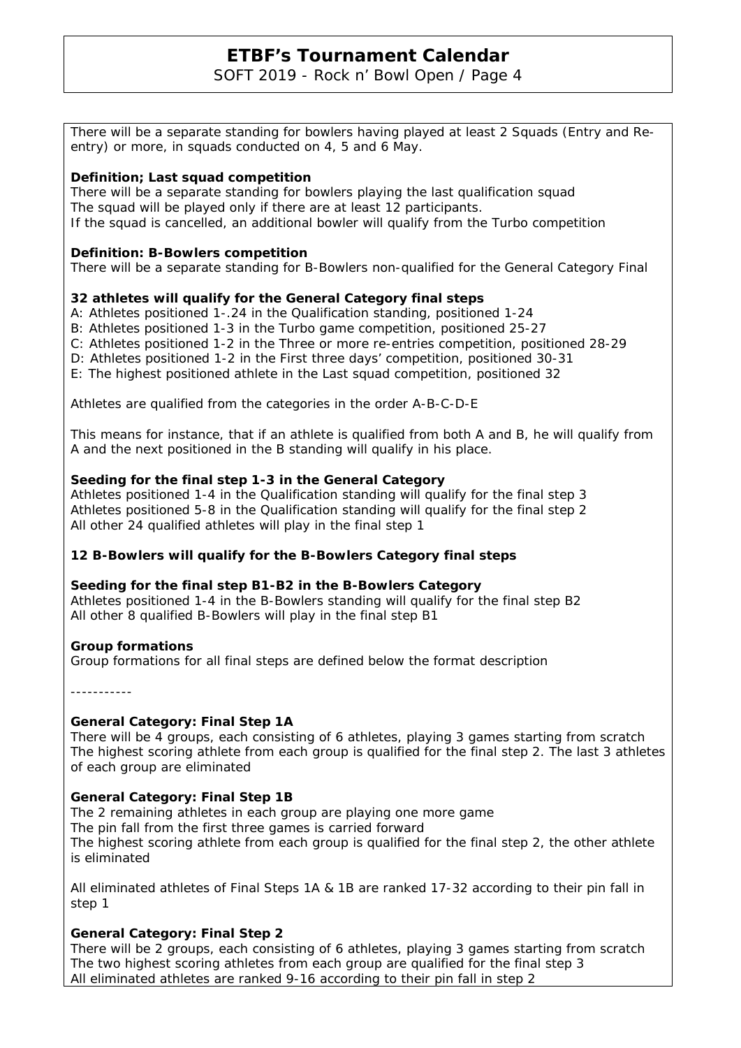There will be a separate standing for bowlers having played at least 2 Squads (Entry and Re-entry) or more, in squads conducted on 4, 5 and 6 May.

**Definition; Last squad competition**
There will be a separate standing for bowlers playing the last qualification squad
The squad will be played only if there are at least 12 participants.
If the squad is cancelled, an additional bowler will qualify from the Turbo competition

**Definition: B-Bowlers competition**
There will be a separate standing for B-Bowlers non-qualified for the General Category Final

**32 athletes will qualify for the General Category final steps**
A: Athletes positioned 1-.24 in the Qualification standing, positioned 1-24
B: Athletes positioned 1-3 in the Turbo game competition, positioned 25-27
C: Athletes positioned 1-2 in the Three or more re-entries competition, positioned 28-29
D: Athletes positioned 1-2 in the First three days' competition, positioned 30-31
E: The highest positioned athlete in the Last squad competition, positioned 32

Athletes are qualified from the categories in the order A-B-C-D-E

This means for instance, that if an athlete is qualified from both A and B, he will qualify from A and the next positioned in the B standing will qualify in his place.

**Seeding for the final step 1-3 in the General Category**
Athletes positioned 1-4 in the Qualification standing will qualify for the final step 3
Athletes positioned 5-8 in the Qualification standing will qualify for the final step 2
All other 24 qualified athletes will play in the final step 1

**12 B-Bowlers will qualify for the B-Bowlers Category final steps**

**Seeding for the final step B1-B2 in the B-Bowlers Category**
Athletes positioned 1-4 in the B-Bowlers standing will qualify for the final step B2
All other 8 qualified B-Bowlers will play in the final step B1

**Group formations**
Group formations for all final steps are defined below the format description

-----------

**General Category: Final Step 1A**
There will be 4 groups, each consisting of 6 athletes, playing 3 games starting from scratch
The highest scoring athlete from each group is qualified for the final step 2. The last 3 athletes of each group are eliminated

**General Category: Final Step 1B**
The 2 remaining athletes in each group are playing one more game
The pin fall from the first three games is carried forward
The highest scoring athlete from each group is qualified for the final step 2, the other athlete is eliminated

All eliminated athletes of Final Steps 1A & 1B are ranked 17-32 according to their pin fall in step 1

**General Category: Final Step 2**
There will be 2 groups, each consisting of 6 athletes, playing 3 games starting from scratch
The two highest scoring athletes from each group are qualified for the final step 3
All eliminated athletes are ranked 9-16 according to their pin fall in step 2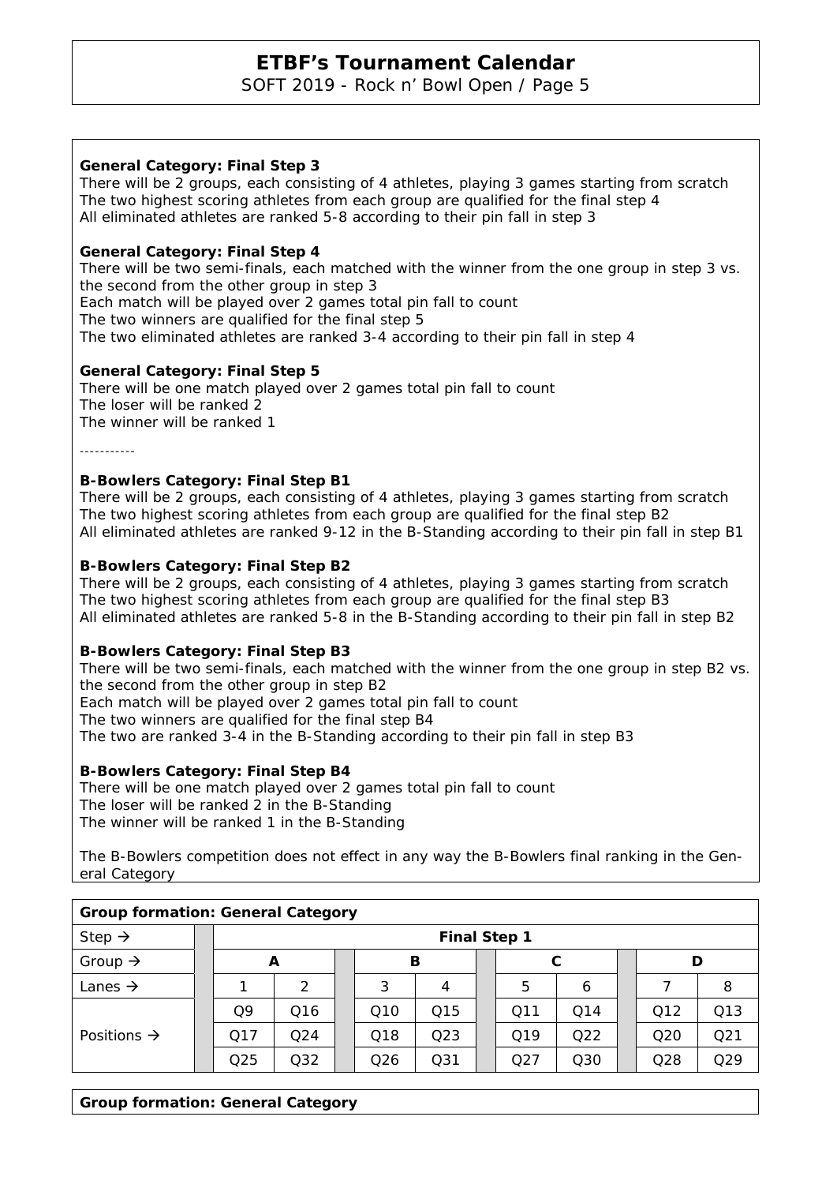**General Category: Final Step 3**

There will be 2 groups, each consisting of 4 athletes, playing 3 games starting from scratch
The two highest scoring athletes from each group are qualified for the final step 4
All eliminated athletes are ranked 5-8 according to their pin fall in step 3

**General Category: Final Step 4**

There will be two semi-finals, each matched with the winner from the one group in step 3 vs. the second from the other group in step 3
Each match will be played over 2 games total pin fall to count
The two winners are qualified for the final step 5
The two eliminated athletes are ranked 3-4 according to their pin fall in step 4

**General Category: Final Step 5**

There will be one match played over 2 games total pin fall to count
The loser will be ranked 2
The winner will be ranked 1

-----------

**B-Bowlers Category: Final Step B1**

There will be 2 groups, each consisting of 4 athletes, playing 3 games starting from scratch
The two highest scoring athletes from each group are qualified for the final step B2
All eliminated athletes are ranked 9-12 in the B-Standing according to their pin fall in step B1

**B-Bowlers Category: Final Step B2**

There will be 2 groups, each consisting of 4 athletes, playing 3 games starting from scratch
The two highest scoring athletes from each group are qualified for the final step B3
All eliminated athletes are ranked 5-8 in the B-Standing according to their pin fall in step B2

**B-Bowlers Category: Final Step B3**

There will be two semi-finals, each matched with the winner from the one group in step B2 vs. the second from the other group in step B2
Each match will be played over 2 games total pin fall to count
The two winners are qualified for the final step B4
The two are ranked 3-4 in the B-Standing according to their pin fall in step B3

**B-Bowlers Category: Final Step B4**

There will be one match played over 2 games total pin fall to count
The loser will be ranked 2 in the B-Standing
The winner will be ranked 1 in the B-Standing

The B-Bowlers competition does not effect in any way the B-Bowlers final ranking in the General Category

| Group formation: General Category | | | | | | | | |
|---|---|---|---|---|---|---|---|---|
| Step → | Final Step 1 | | | | | | | |
| Group → | A | | B | | C | | D | |
| Lanes → | 1 | 2 | 3 | 4 | 5 | 6 | 7 | 8 |
| Positions → | Q9 | Q16 | Q10 | Q15 | Q11 | Q14 | Q12 | Q13 |
| | Q17 | Q24 | Q18 | Q23 | Q19 | Q22 | Q20 | Q21 |
| | Q25 | Q32 | Q26 | Q31 | Q27 | Q30 | Q28 | Q29 |

**Group formation: General Category**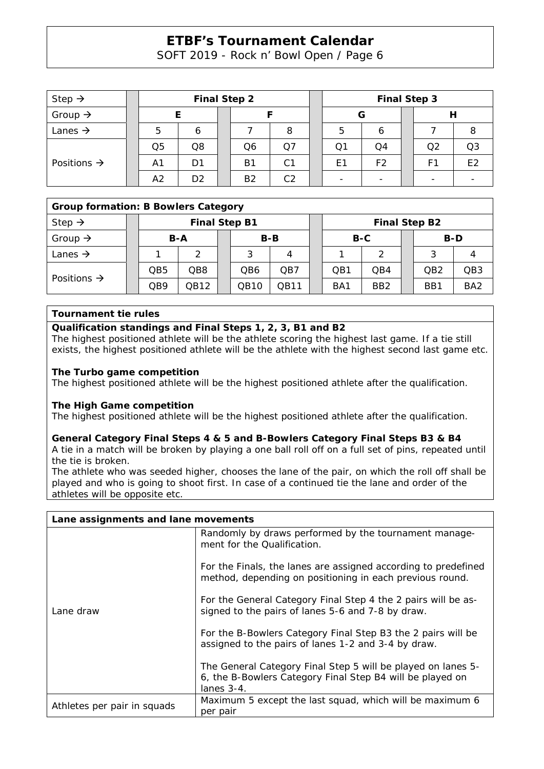| Step → | Final Step 2 | | | | Final Step 3 | | | |
|---|---|---|---|---|---|---|---|---|
| Group → | E | | F | | G | | H | |
| Lanes → | 5 | 6 | 7 | 8 | 5 | 6 | 7 | 8 |
| Positions → | Q5 | Q8 | Q6 | Q7 | Q1 | Q4 | Q2 | Q3 |
| | A1 | D1 | B1 | C1 | E1 | F2 | F1 | E2 |
| | A2 | D2 | B2 | C2 | - | - | - | - |

| Group formation: B Bowlers Category | | | | | | | | |
|---|---|---|---|---|---|---|---|---|
| Step → | Final Step B1 | | | | Final Step B2 | | | |
| Group → | B-A | | B-B | | B-C | | B-D | |
| Lanes → | 1 | 2 | 3 | 4 | 1 | 2 | 3 | 4 |
| Positions → | QB5 | QB8 | QB6 | QB7 | QB1 | QB4 | QB2 | QB3 |
| | QB9 | QB12 | QB10 | QB11 | BA1 | BB2 | BB1 | BA2 |

**Tournament tie rules**

**Qualification standings and Final Steps 1, 2, 3, B1 and B2**
The highest positioned athlete will be the athlete scoring the highest last game. If a tie still exists, the highest positioned athlete will be the athlete with the highest second last game etc.

**The Turbo game competition**
The highest positioned athlete will be the highest positioned athlete after the qualification.

**The High Game competition**
The highest positioned athlete will be the highest positioned athlete after the qualification.

**General Category Final Steps 4 & 5 and B-Bowlers Category Final Steps B3 & B4**
A tie in a match will be broken by playing a one ball roll off on a full set of pins, repeated until the tie is broken.
The athlete who was seeded higher, chooses the lane of the pair, on which the roll off shall be played and who is going to shoot first. In case of a continued tie the lane and order of the athletes will be opposite etc.

| Lane assignments and lane movements | |
|---|---|
| Lane draw | Randomly by draws performed by the tournament management for the Qualification.<br><br>For the Finals, the lanes are assigned according to predefined method, depending on positioning in each previous round.<br><br>For the General Category Final Step 4 the 2 pairs will be assigned to the pairs of lanes 5-6 and 7-8 by draw.<br><br>For the B-Bowlers Category Final Step B3 the 2 pairs will be assigned to the pairs of lanes 1-2 and 3-4 by draw.<br><br>The General Category Final Step 5 will be played on lanes 5-6, the B-Bowlers Category Final Step B4 will be played on lanes 3-4. |
| Athletes per pair in squads | Maximum 5 except the last squad, which will be maximum 6 per pair |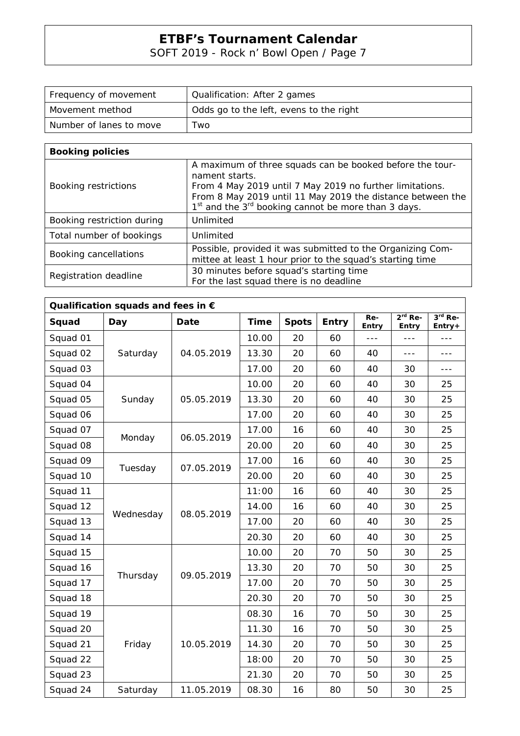| Frequency of movement | Qualification: After 2 games |
| --- | --- |
| Movement method | Odds go to the left, evens to the right |
| Number of lanes to move | Two |

| **Booking policies** | |
| --- | --- |
| Booking restrictions | A maximum of three squads can be booked before the tour-nament starts.<br>From 4 May 2019 until 7 May 2019 no further limitations.<br>From 8 May 2019 until 11 May 2019 the distance between the 1st and the 3rd booking cannot be more than 3 days. |
| Booking restriction during | Unlimited |
| Total number of bookings | Unlimited |
| Booking cancellations | Possible, provided it was submitted to the Organizing Com-mittee at least 1 hour prior to the squad's starting time |
| Registration deadline | 30 minutes before squad's starting time<br>For the last squad there is no deadline |

**Qualification squads and fees in €**

| Squad | Day | Date | Time | Spots | Entry | Re-Entry | 2nd Re-Entry | 3rd Re-Entry+ |
| --- | --- | --- | --- | --- | --- | --- | --- | --- |
| Squad 01 | Saturday | 04.05.2019 | 10.00 | 20 | 60 | --- | --- | --- |
| Squad 02 | | | 13.30 | 20 | 60 | 40 | --- | --- |
| Squad 03 | | | 17.00 | 20 | 60 | 40 | 30 | --- |
| Squad 04 | Sunday | 05.05.2019 | 10.00 | 20 | 60 | 40 | 30 | 25 |
| Squad 05 | | | 13.30 | 20 | 60 | 40 | 30 | 25 |
| Squad 06 | | | 17.00 | 20 | 60 | 40 | 30 | 25 |
| Squad 07 | Monday | 06.05.2019 | 17.00 | 16 | 60 | 40 | 30 | 25 |
| Squad 08 | | | 20.00 | 20 | 60 | 40 | 30 | 25 |
| Squad 09 | Tuesday | 07.05.2019 | 17.00 | 16 | 60 | 40 | 30 | 25 |
| Squad 10 | | | 20.00 | 20 | 60 | 40 | 30 | 25 |
| Squad 11 | Wednesday | 08.05.2019 | 11:00 | 16 | 60 | 40 | 30 | 25 |
| Squad 12 | | | 14.00 | 16 | 60 | 40 | 30 | 25 |
| Squad 13 | | | 17.00 | 20 | 60 | 40 | 30 | 25 |
| Squad 14 | | | 20.30 | 20 | 60 | 40 | 30 | 25 |
| Squad 15 | Thursday | 09.05.2019 | 10.00 | 20 | 70 | 50 | 30 | 25 |
| Squad 16 | | | 13.30 | 20 | 70 | 50 | 30 | 25 |
| Squad 17 | | | 17.00 | 20 | 70 | 50 | 30 | 25 |
| Squad 18 | | | 20.30 | 20 | 70 | 50 | 30 | 25 |
| Squad 19 | Friday | 10.05.2019 | 08.30 | 16 | 70 | 50 | 30 | 25 |
| Squad 20 | | | 11.30 | 16 | 70 | 50 | 30 | 25 |
| Squad 21 | | | 14.30 | 20 | 70 | 50 | 30 | 25 |
| Squad 22 | | | 18:00 | 20 | 70 | 50 | 30 | 25 |
| Squad 23 | | | 21.30 | 20 | 70 | 50 | 30 | 25 |
| Squad 24 | Saturday | 11.05.2019 | 08.30 | 16 | 80 | 50 | 30 | 25 |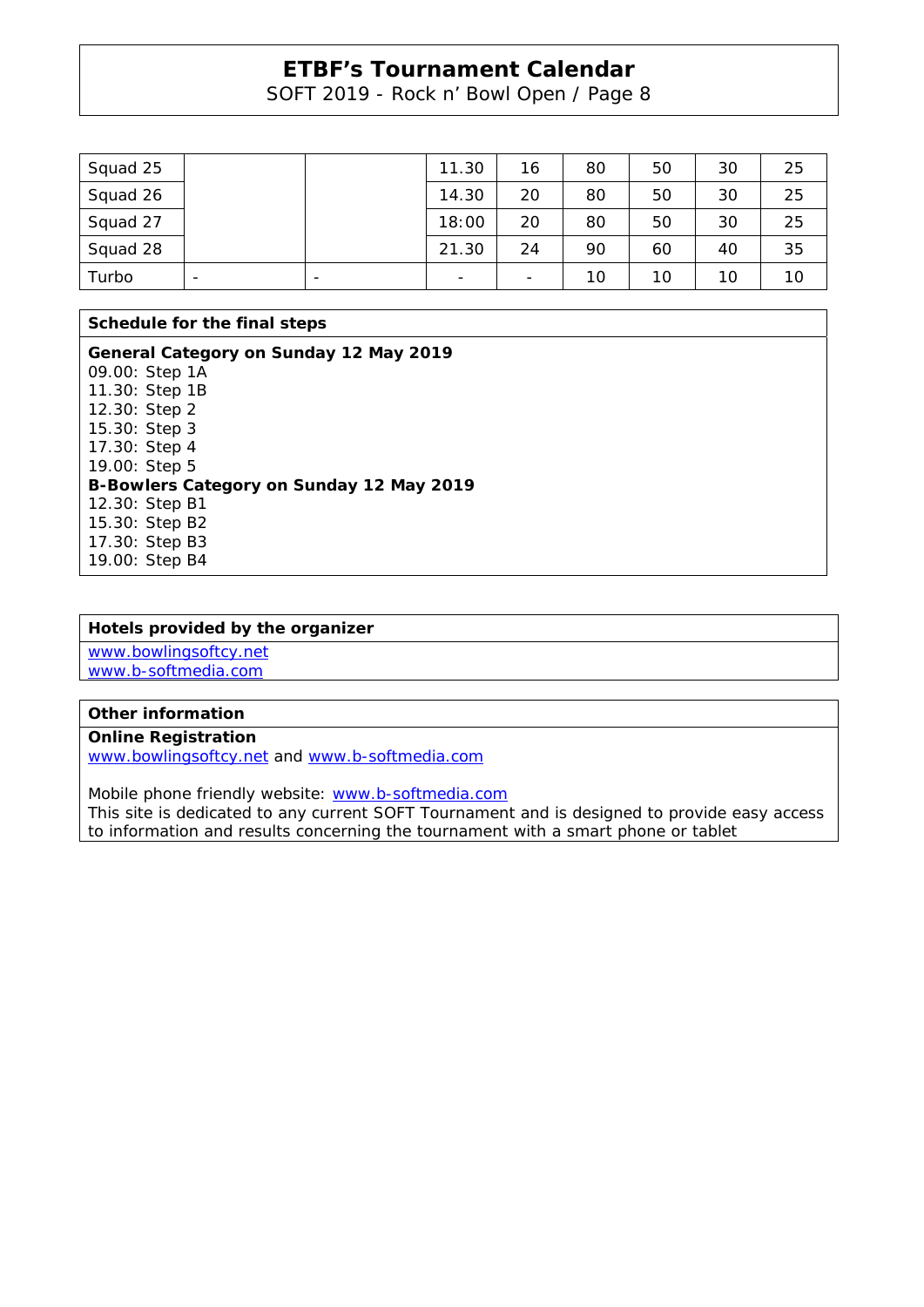| | | | | | | | | |
|---|---|---|---|---|---|---|---|---|
| Squad 25 | | | 11.30 | 16 | 80 | 50 | 30 | 25 |
| Squad 26 | | | 14.30 | 20 | 80 | 50 | 30 | 25 |
| Squad 27 | | | 18:00 | 20 | 80 | 50 | 30 | 25 |
| Squad 28 | | | 21.30 | 24 | 90 | 60 | 40 | 35 |
| Turbo | - | - | - | - | 10 | 10 | 10 | 10 |

**Schedule for the final steps**

**General Category on Sunday 12 May 2019**
09.00: Step 1A
11.30: Step 1B
12.30: Step 2
15.30: Step 3
17.30: Step 4
19.00: Step 5
**B-Bowlers Category on Sunday 12 May 2019**
12.30: Step B1
15.30: Step B2
17.30: Step B3
19.00: Step B4

**Hotels provided by the organizer**

www.bowlingsoftcy.net
www.b-softmedia.com

**Other information**

**Online Registration**
www.bowlingsoftcy.net and www.b-softmedia.com

Mobile phone friendly website: www.b-softmedia.com
This site is dedicated to any current SOFT Tournament and is designed to provide easy access to information and results concerning the tournament with a smart phone or tablet